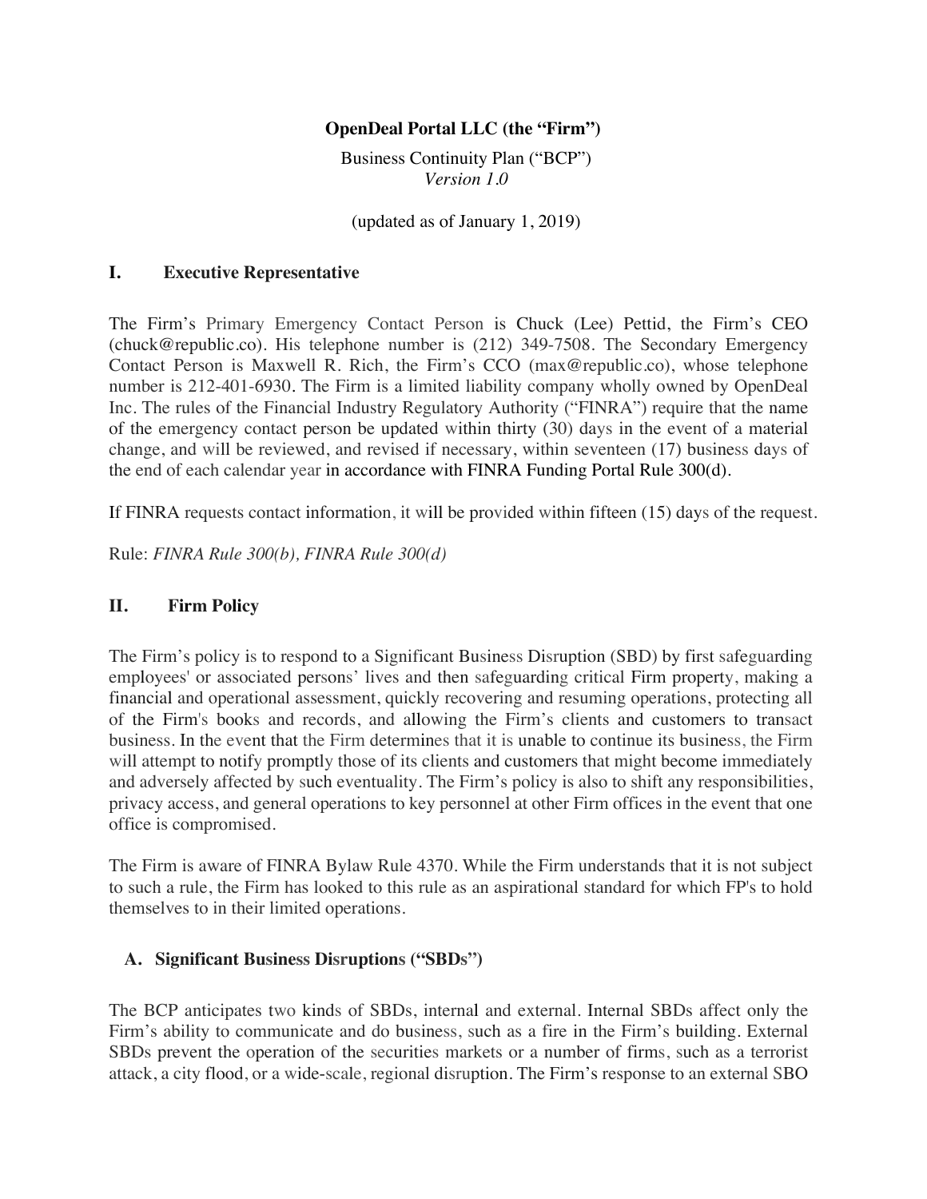**OpenDeal Portal LLC (the "Firm")**

Business Continuity Plan ("BCP")
*Version 1.0*

(updated as of January 1, 2019)

## I. Executive Representative

The Firm's Primary Emergency Contact Person is Chuck (Lee) Pettid, the Firm's CEO (chuck@republic.co). His telephone number is (212) 349-7508. The Secondary Emergency Contact Person is Maxwell R. Rich, the Firm's CCO (max@republic.co), whose telephone number is 212-401-6930. The Firm is a limited liability company wholly owned by OpenDeal Inc. The rules of the Financial Industry Regulatory Authority ("FINRA") require that the name of the emergency contact person be updated within thirty (30) days in the event of a material change, and will be reviewed, and revised if necessary, within seventeen (17) business days of the end of each calendar year in accordance with FINRA Funding Portal Rule 300(d).

If FINRA requests contact information, it will be provided within fifteen (15) days of the request.

Rule: *FINRA Rule 300(b), FINRA Rule 300(d)*

## II. Firm Policy

The Firm's policy is to respond to a Significant Business Disruption (SBD) by first safeguarding employees' or associated persons' lives and then safeguarding critical Firm property, making a financial and operational assessment, quickly recovering and resuming operations, protecting all of the Firm's books and records, and allowing the Firm's clients and customers to transact business. In the event that the Firm determines that it is unable to continue its business, the Firm will attempt to notify promptly those of its clients and customers that might become immediately and adversely affected by such eventuality. The Firm's policy is also to shift any responsibilities, privacy access, and general operations to key personnel at other Firm offices in the event that one office is compromised.

The Firm is aware of FINRA Bylaw Rule 4370. While the Firm understands that it is not subject to such a rule, the Firm has looked to this rule as an aspirational standard for which FP's to hold themselves to in their limited operations.

### A. Significant Business Disruptions ("SBDs")

The BCP anticipates two kinds of SBDs, internal and external. Internal SBDs affect only the Firm's ability to communicate and do business, such as a fire in the Firm's building. External SBDs prevent the operation of the securities markets or a number of firms, such as a terrorist attack, a city flood, or a wide-scale, regional disruption. The Firm's response to an external SBO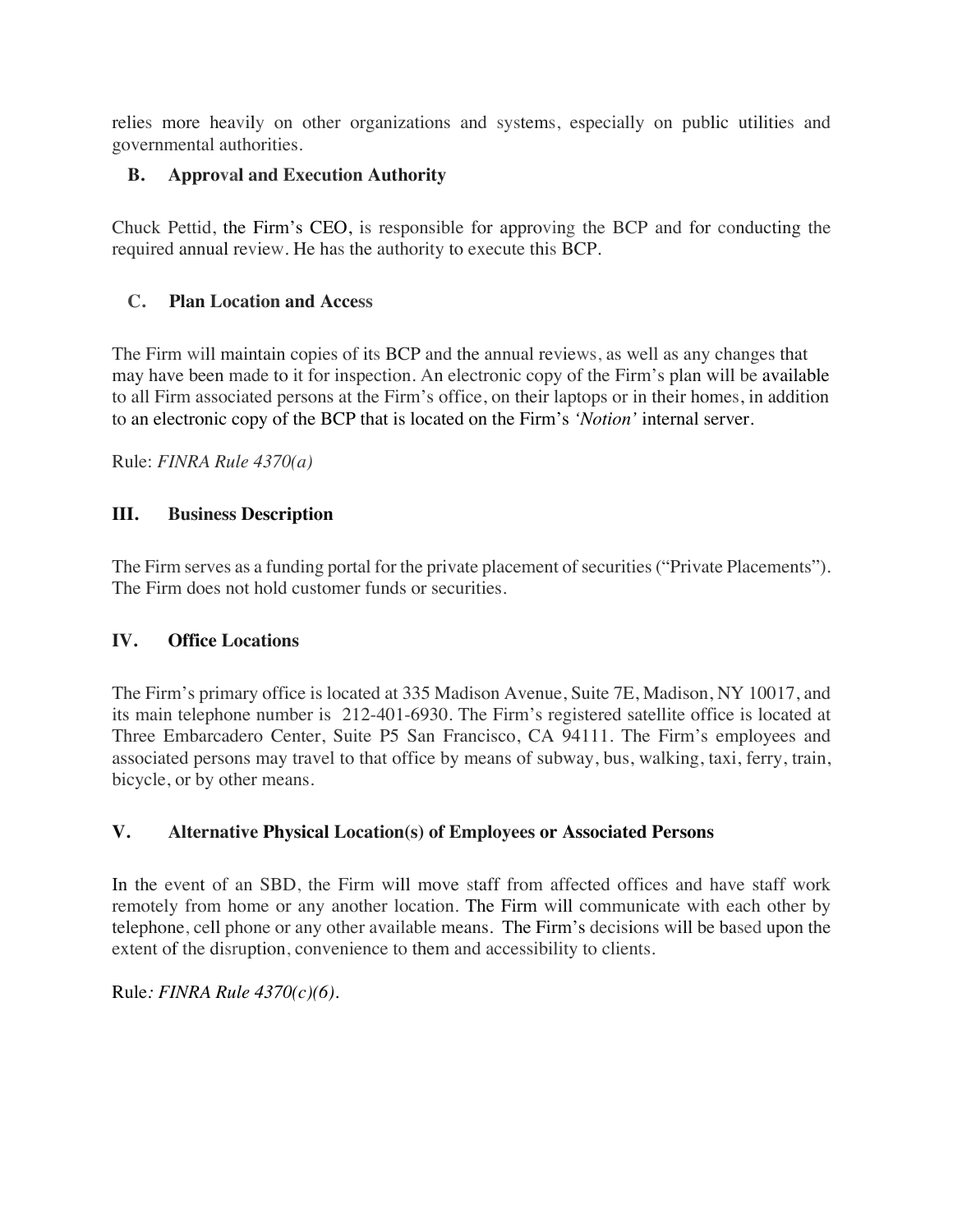relies more heavily on other organizations and systems, especially on public utilities and governmental authorities.

### B. Approval and Execution Authority

Chuck Pettid, the Firm's CEO, is responsible for approving the BCP and for conducting the required annual review. He has the authority to execute this BCP.

### C. Plan Location and Access

The Firm will maintain copies of its BCP and the annual reviews, as well as any changes that may have been made to it for inspection. An electronic copy of the Firm's plan will be available to all Firm associated persons at the Firm's office, on their laptops or in their homes, in addition to an electronic copy of the BCP that is located on the Firm's *'Notion'* internal server.

Rule: *FINRA Rule 4370(a)*

## III. Business Description

The Firm serves as a funding portal for the private placement of securities ("Private Placements"). The Firm does not hold customer funds or securities.

## IV. Office Locations

The Firm's primary office is located at 335 Madison Avenue, Suite 7E, Madison, NY 10017, and its main telephone number is 212-401-6930. The Firm's registered satellite office is located at Three Embarcadero Center, Suite P5 San Francisco, CA 94111. The Firm's employees and associated persons may travel to that office by means of subway, bus, walking, taxi, ferry, train, bicycle, or by other means.

## V. Alternative Physical Location(s) of Employees or Associated Persons

In the event of an SBD, the Firm will move staff from affected offices and have staff work remotely from home or any another location. The Firm will communicate with each other by telephone, cell phone or any other available means. The Firm's decisions will be based upon the extent of the disruption, convenience to them and accessibility to clients.

Rule*: FINRA Rule 4370(c)(6).*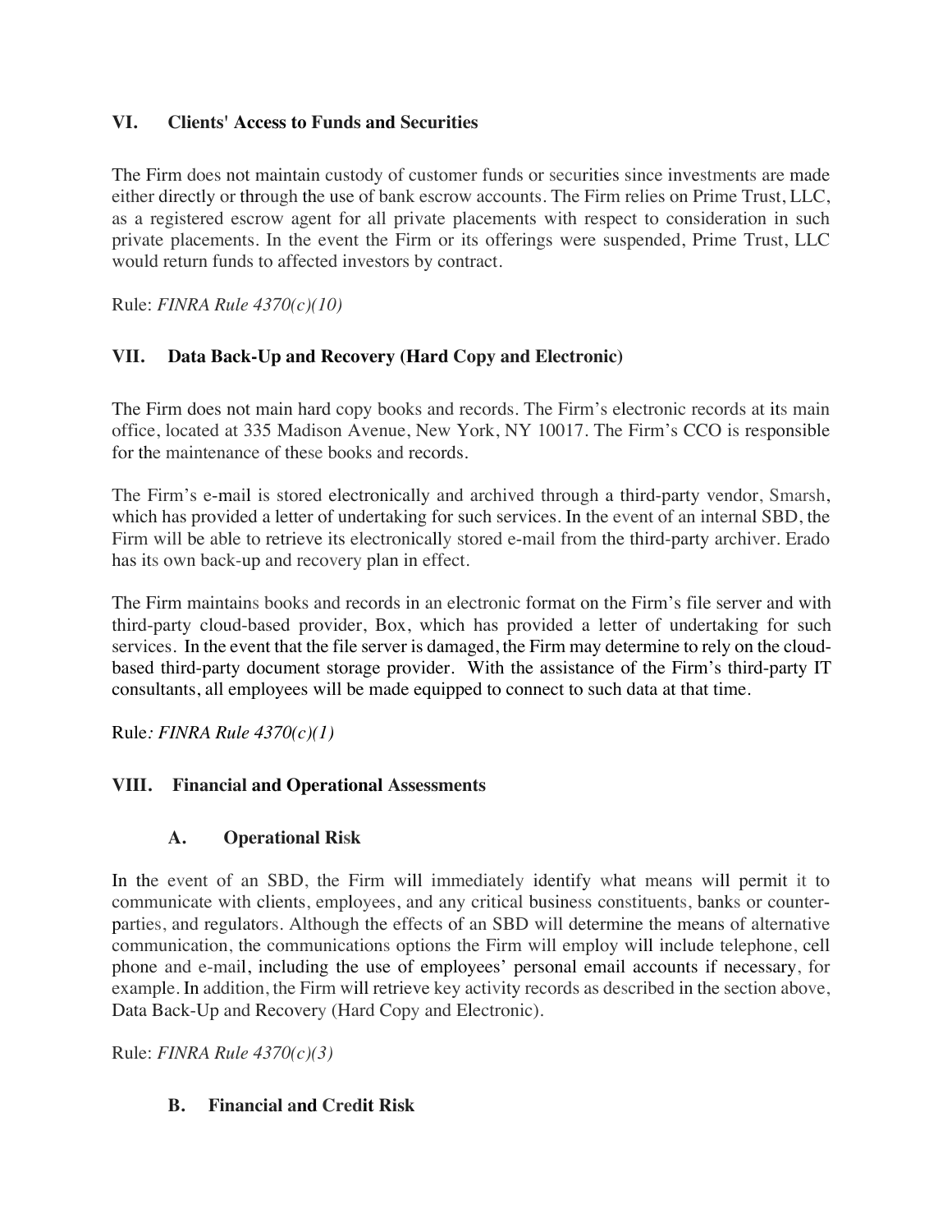## VI. Clients' Access to Funds and Securities

The Firm does not maintain custody of customer funds or securities since investments are made either directly or through the use of bank escrow accounts. The Firm relies on Prime Trust, LLC, as a registered escrow agent for all private placements with respect to consideration in such private placements. In the event the Firm or its offerings were suspended, Prime Trust, LLC would return funds to affected investors by contract.

Rule: *FINRA Rule 4370(c)(10)*

## VII. Data Back-Up and Recovery (Hard Copy and Electronic)

The Firm does not main hard copy books and records. The Firm's electronic records at its main office, located at 335 Madison Avenue, New York, NY 10017. The Firm's CCO is responsible for the maintenance of these books and records.

The Firm's e-mail is stored electronically and archived through a third-party vendor, Smarsh, which has provided a letter of undertaking for such services. In the event of an internal SBD, the Firm will be able to retrieve its electronically stored e-mail from the third-party archiver. Erado has its own back-up and recovery plan in effect.

The Firm maintains books and records in an electronic format on the Firm's file server and with third-party cloud-based provider, Box, which has provided a letter of undertaking for such services. In the event that the file server is damaged, the Firm may determine to rely on the cloud-based third-party document storage provider. With the assistance of the Firm's third-party IT consultants, all employees will be made equipped to connect to such data at that time.

Rule*: FINRA Rule 4370(c)(1)*

## VIII. Financial and Operational Assessments

### A. Operational Risk

In the event of an SBD, the Firm will immediately identify what means will permit it to communicate with clients, employees, and any critical business constituents, banks or counter-parties, and regulators. Although the effects of an SBD will determine the means of alternative communication, the communications options the Firm will employ will include telephone, cell phone and e-mail, including the use of employees' personal email accounts if necessary, for example. In addition, the Firm will retrieve key activity records as described in the section above, Data Back-Up and Recovery (Hard Copy and Electronic).

Rule: *FINRA Rule 4370(c)(3)*

### B. Financial and Credit Risk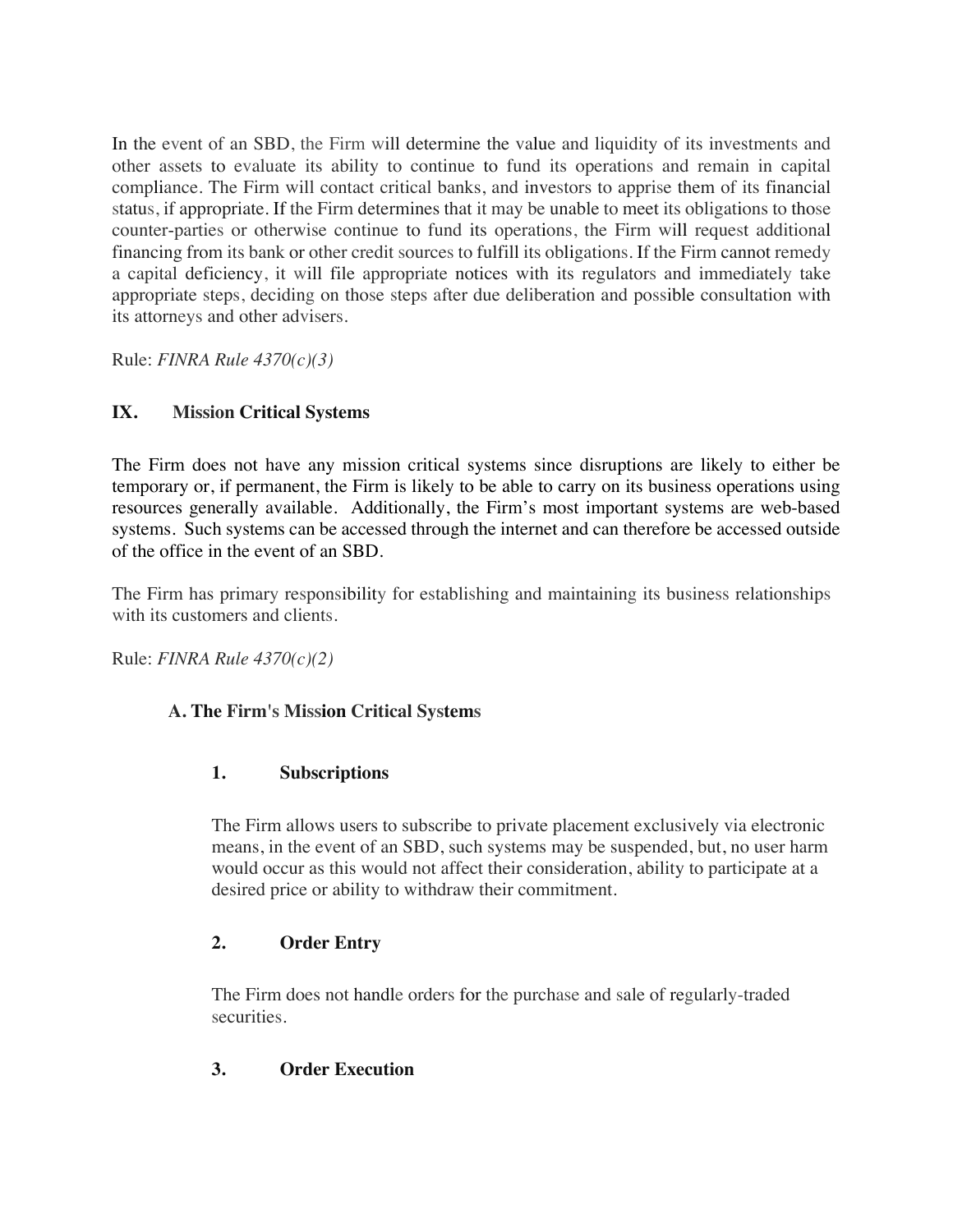In the event of an SBD, the Firm will determine the value and liquidity of its investments and other assets to evaluate its ability to continue to fund its operations and remain in capital compliance. The Firm will contact critical banks, and investors to apprise them of its financial status, if appropriate. If the Firm determines that it may be unable to meet its obligations to those counter-parties or otherwise continue to fund its operations, the Firm will request additional financing from its bank or other credit sources to fulfill its obligations. If the Firm cannot remedy a capital deficiency, it will file appropriate notices with its regulators and immediately take appropriate steps, deciding on those steps after due deliberation and possible consultation with its attorneys and other advisers.

Rule: *FINRA Rule 4370(c)(3)*

## IX. Mission Critical Systems

The Firm does not have any mission critical systems since disruptions are likely to either be temporary or, if permanent, the Firm is likely to be able to carry on its business operations using resources generally available. Additionally, the Firm's most important systems are web-based systems. Such systems can be accessed through the internet and can therefore be accessed outside of the office in the event of an SBD.

The Firm has primary responsibility for establishing and maintaining its business relationships with its customers and clients.

Rule: *FINRA Rule 4370(c)(2)*

### A. The Firm's Mission Critical Systems

#### 1. Subscriptions

The Firm allows users to subscribe to private placement exclusively via electronic means, in the event of an SBD, such systems may be suspended, but, no user harm would occur as this would not affect their consideration, ability to participate at a desired price or ability to withdraw their commitment.

#### 2. Order Entry

The Firm does not handle orders for the purchase and sale of regularly-traded securities.

#### 3. Order Execution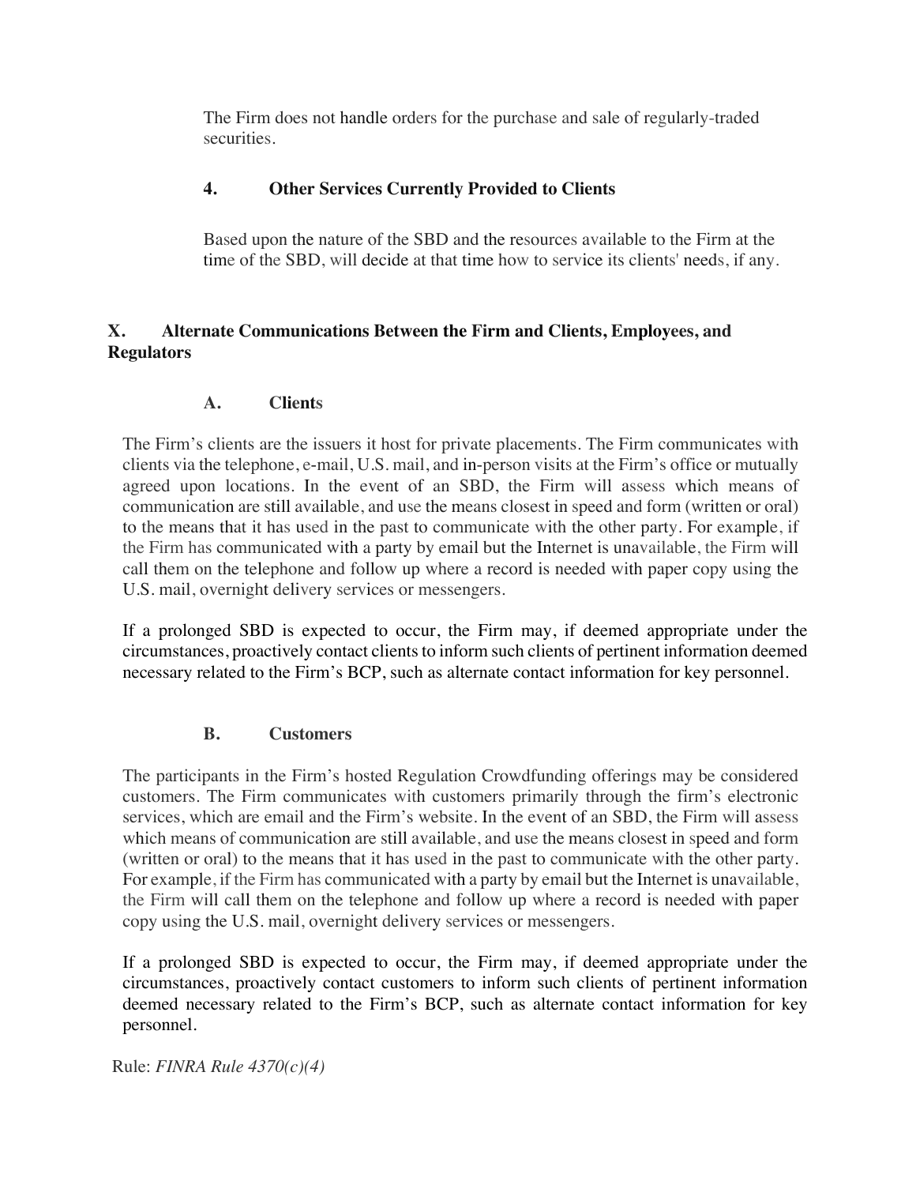The Firm does not handle orders for the purchase and sale of regularly-traded securities.

### 4. Other Services Currently Provided to Clients

Based upon the nature of the SBD and the resources available to the Firm at the time of the SBD, will decide at that time how to service its clients' needs, if any.

## X. Alternate Communications Between the Firm and Clients, Employees, and Regulators

### A. Clients

The Firm's clients are the issuers it host for private placements. The Firm communicates with clients via the telephone, e-mail, U.S. mail, and in-person visits at the Firm's office or mutually agreed upon locations. In the event of an SBD, the Firm will assess which means of communication are still available, and use the means closest in speed and form (written or oral) to the means that it has used in the past to communicate with the other party. For example, if the Firm has communicated with a party by email but the Internet is unavailable, the Firm will call them on the telephone and follow up where a record is needed with paper copy using the U.S. mail, overnight delivery services or messengers.

If a prolonged SBD is expected to occur, the Firm may, if deemed appropriate under the circumstances, proactively contact clients to inform such clients of pertinent information deemed necessary related to the Firm's BCP, such as alternate contact information for key personnel.

### B. Customers

The participants in the Firm's hosted Regulation Crowdfunding offerings may be considered customers. The Firm communicates with customers primarily through the firm's electronic services, which are email and the Firm's website. In the event of an SBD, the Firm will assess which means of communication are still available, and use the means closest in speed and form (written or oral) to the means that it has used in the past to communicate with the other party. For example, if the Firm has communicated with a party by email but the Internet is unavailable, the Firm will call them on the telephone and follow up where a record is needed with paper copy using the U.S. mail, overnight delivery services or messengers.

If a prolonged SBD is expected to occur, the Firm may, if deemed appropriate under the circumstances, proactively contact customers to inform such clients of pertinent information deemed necessary related to the Firm's BCP, such as alternate contact information for key personnel.

Rule: *FINRA Rule 4370(c)(4)*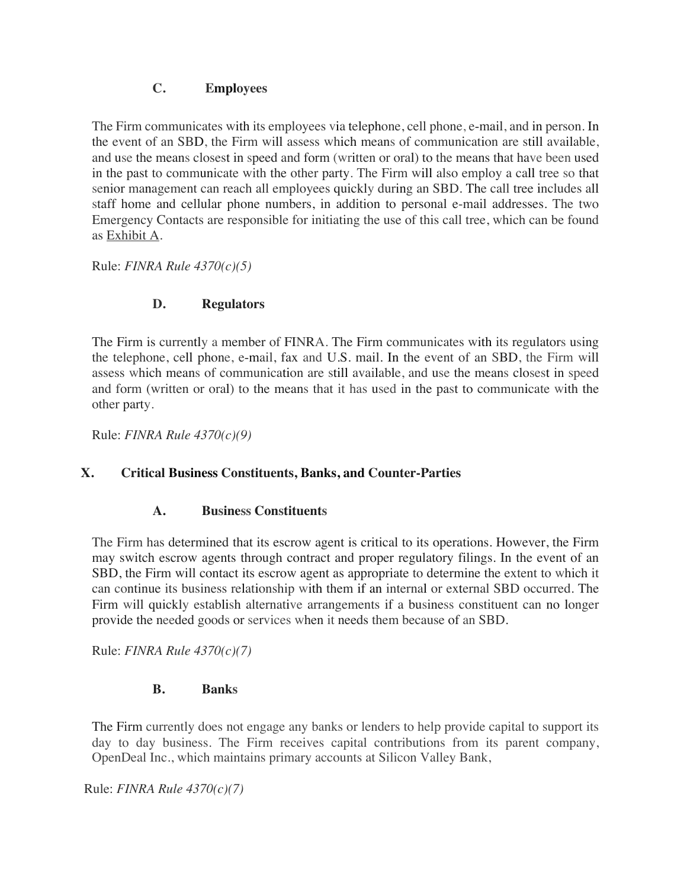### C. Employees

The Firm communicates with its employees via telephone, cell phone, e-mail, and in person. In the event of an SBD, the Firm will assess which means of communication are still available, and use the means closest in speed and form (written or oral) to the means that have been used in the past to communicate with the other party. The Firm will also employ a call tree so that senior management can reach all employees quickly during an SBD. The call tree includes all staff home and cellular phone numbers, in addition to personal e-mail addresses. The two Emergency Contacts are responsible for initiating the use of this call tree, which can be found as Exhibit A.

Rule: *FINRA Rule 4370(c)(5)*

### D. Regulators

The Firm is currently a member of FINRA. The Firm communicates with its regulators using the telephone, cell phone, e-mail, fax and U.S. mail. In the event of an SBD, the Firm will assess which means of communication are still available, and use the means closest in speed and form (written or oral) to the means that it has used in the past to communicate with the other party.

Rule: *FINRA Rule 4370(c)(9)*

## X. Critical Business Constituents, Banks, and Counter-Parties

### A. Business Constituents

The Firm has determined that its escrow agent is critical to its operations. However, the Firm may switch escrow agents through contract and proper regulatory filings. In the event of an SBD, the Firm will contact its escrow agent as appropriate to determine the extent to which it can continue its business relationship with them if an internal or external SBD occurred. The Firm will quickly establish alternative arrangements if a business constituent can no longer provide the needed goods or services when it needs them because of an SBD.

Rule: *FINRA Rule 4370(c)(7)*

### B. Banks

The Firm currently does not engage any banks or lenders to help provide capital to support its day to day business. The Firm receives capital contributions from its parent company, OpenDeal Inc., which maintains primary accounts at Silicon Valley Bank,

Rule: *FINRA Rule 4370(c)(7)*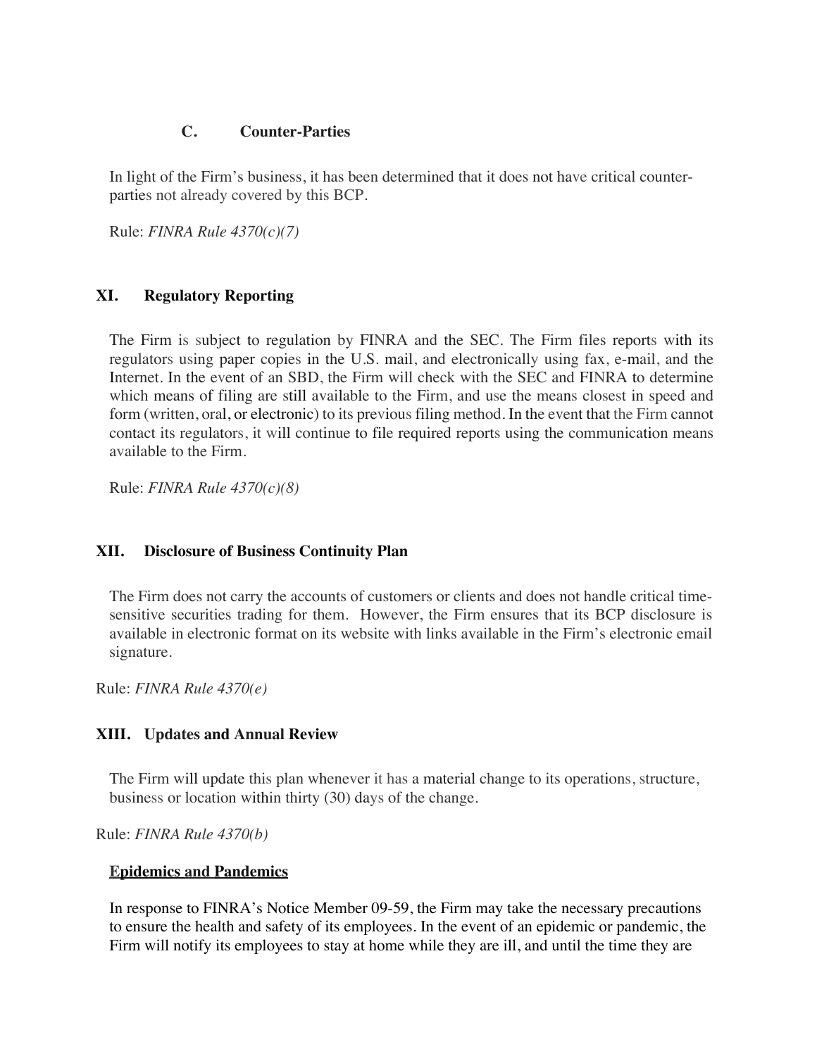### C. Counter-Parties

In light of the Firm's business, it has been determined that it does not have critical counter-parties not already covered by this BCP.

Rule: *FINRA Rule 4370(c)(7)*

## XI. Regulatory Reporting

The Firm is subject to regulation by FINRA and the SEC. The Firm files reports with its regulators using paper copies in the U.S. mail, and electronically using fax, e-mail, and the Internet. In the event of an SBD, the Firm will check with the SEC and FINRA to determine which means of filing are still available to the Firm, and use the means closest in speed and form (written, oral, or electronic) to its previous filing method. In the event that the Firm cannot contact its regulators, it will continue to file required reports using the communication means available to the Firm.

Rule: *FINRA Rule 4370(c)(8)*

## XII. Disclosure of Business Continuity Plan

The Firm does not carry the accounts of customers or clients and does not handle critical time-sensitive securities trading for them. However, the Firm ensures that its BCP disclosure is available in electronic format on its website with links available in the Firm's electronic email signature.

Rule: *FINRA Rule 4370(e)*

## XIII. Updates and Annual Review

The Firm will update this plan whenever it has a material change to its operations, structure, business or location within thirty (30) days of the change.

Rule: *FINRA Rule 4370(b)*

**Epidemics and Pandemics**

In response to FINRA's Notice Member 09-59, the Firm may take the necessary precautions to ensure the health and safety of its employees. In the event of an epidemic or pandemic, the Firm will notify its employees to stay at home while they are ill, and until the time they are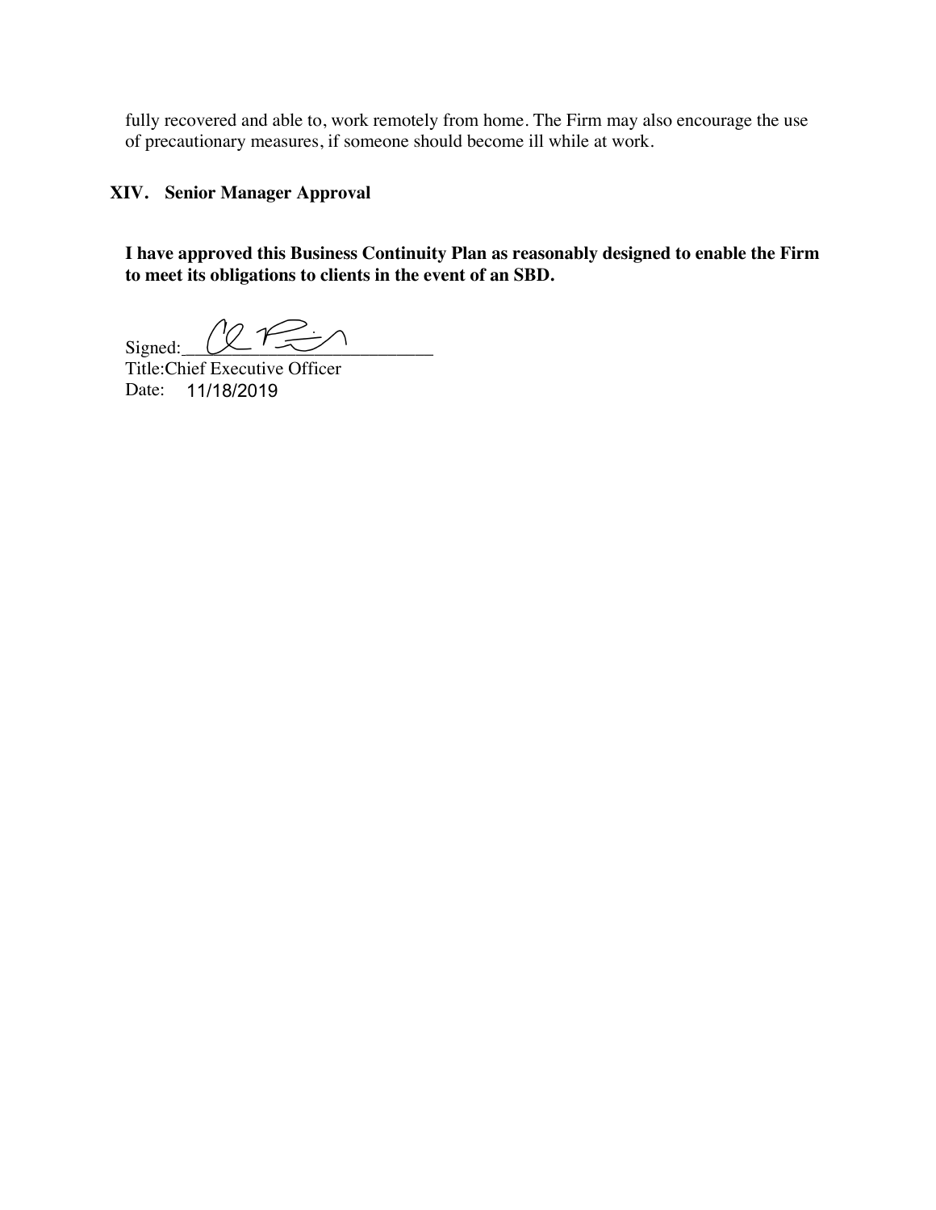fully recovered and able to, work remotely from home. The Firm may also encourage the use of precautionary measures, if someone should become ill while at work.

## XIV. Senior Manager Approval

**I have approved this Business Continuity Plan as reasonably designed to enable the Firm to meet its obligations to clients in the event of an SBD.**

Signed:____________________________
Title:Chief Executive Officer
Date: 11/18/2019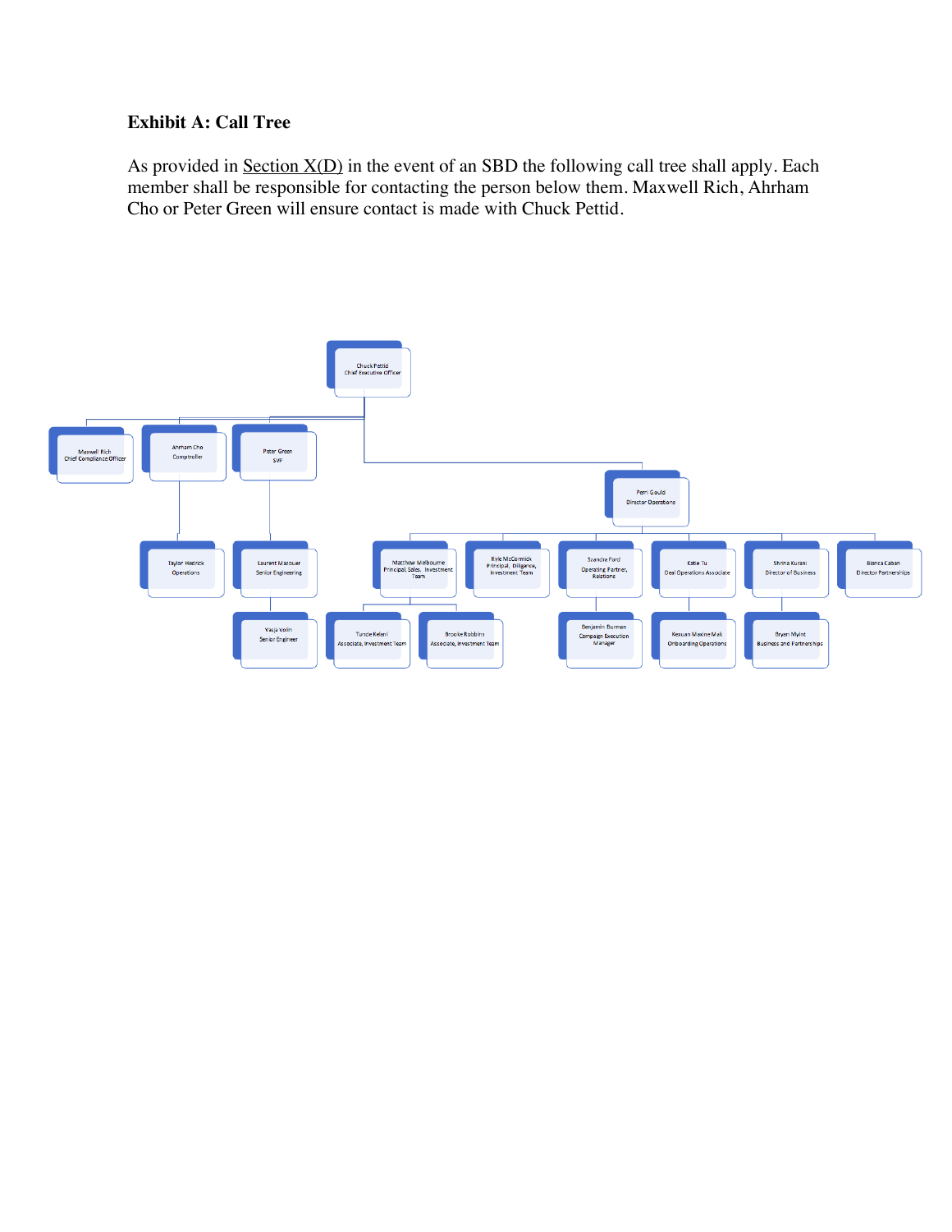**Exhibit A: Call Tree**

As provided in Section X(D) in the event of an SBD the following call tree shall apply. Each member shall be responsible for contacting the person below them. Maxwell Rich, Ahrham Cho or Peter Green will ensure contact is made with Chuck Pettid.

Chuck Pettid
Chief Executive Officer

Maxwell Rich
Chief Compliance Officer

Ahrham Cho
Comptroller

Peter Green
SVP

Perri Gould
Director Operations

Taylor Hedrick
Operations

Laurent Mazouer
Senior Engineering

Vasja Volin
Senior Engineer

Matthew Melbourne
Principal, Sales, Investment Team

Kyle McCormick
Principal, Diligence, Investment Team

Szandra Ford
Operating Partner, Relations

Katie Tu
Deal Operations Associate

Shrina Kurani
Director of Business

Bianca Caban
Director Partnerships

Tunde Keleni
Associate, Investment Team

Brooke Robbins
Associate, Investment Team

Benjamin Burman
Campaign Execution Manager

Kexuan Maxine Mak
Onboarding Operations

Bryan Myint
Business and Partnerships